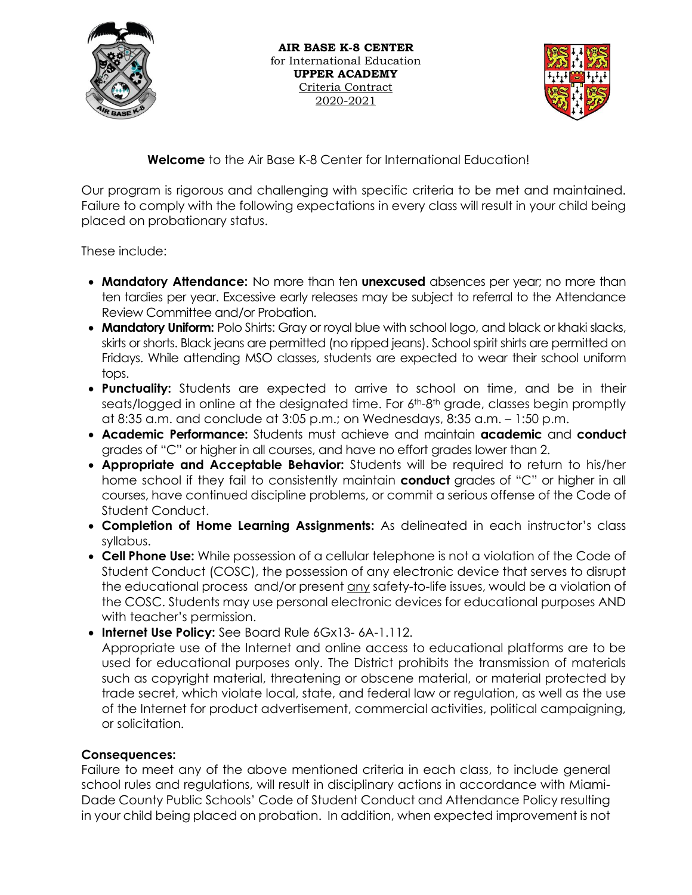**AIR BASE K-8 CENTER**
for International Education
**UPPER ACADEMY**
Criteria Contract
2020-2021

**Welcome** to the Air Base K-8 Center for International Education!

Our program is rigorous and challenging with specific criteria to be met and maintained. Failure to comply with the following expectations in every class will result in your child being placed on probationary status.

These include:

- **Mandatory Attendance:** No more than ten **unexcused** absences per year; no more than ten tardies per year. Excessive early releases may be subject to referral to the Attendance Review Committee and/or Probation.
- **Mandatory Uniform:** Polo Shirts: Gray or royal blue with school logo, and black or khaki slacks, skirts or shorts. Black jeans are permitted (no ripped jeans). School spirit shirts are permitted on Fridays. While attending MSO classes, students are expected to wear their school uniform tops.
- **Punctuality:** Students are expected to arrive to school on time, and be in their seats/logged in online at the designated time. For 6th-8th grade, classes begin promptly at 8:35 a.m. and conclude at 3:05 p.m.; on Wednesdays, 8:35 a.m. – 1:50 p.m.
- **Academic Performance:** Students must achieve and maintain **academic** and **conduct** grades of "C" or higher in all courses, and have no effort grades lower than 2.
- **Appropriate and Acceptable Behavior:** Students will be required to return to his/her home school if they fail to consistently maintain **conduct** grades of "C" or higher in all courses, have continued discipline problems, or commit a serious offense of the Code of Student Conduct.
- **Completion of Home Learning Assignments:** As delineated in each instructor's class syllabus.
- **Cell Phone Use:** While possession of a cellular telephone is not a violation of the Code of Student Conduct (COSC), the possession of any electronic device that serves to disrupt the educational process and/or present any safety-to-life issues, would be a violation of the COSC. Students may use personal electronic devices for educational purposes AND with teacher's permission.
- **Internet Use Policy:** See Board Rule 6Gx13- 6A-1.112.
  Appropriate use of the Internet and online access to educational platforms are to be used for educational purposes only. The District prohibits the transmission of materials such as copyright material, threatening or obscene material, or material protected by trade secret, which violate local, state, and federal law or regulation, as well as the use of the Internet for product advertisement, commercial activities, political campaigning, or solicitation.

**Consequences:**
Failure to meet any of the above mentioned criteria in each class, to include general school rules and regulations, will result in disciplinary actions in accordance with Miami-Dade County Public Schools' Code of Student Conduct and Attendance Policy resulting in your child being placed on probation. In addition, when expected improvement is not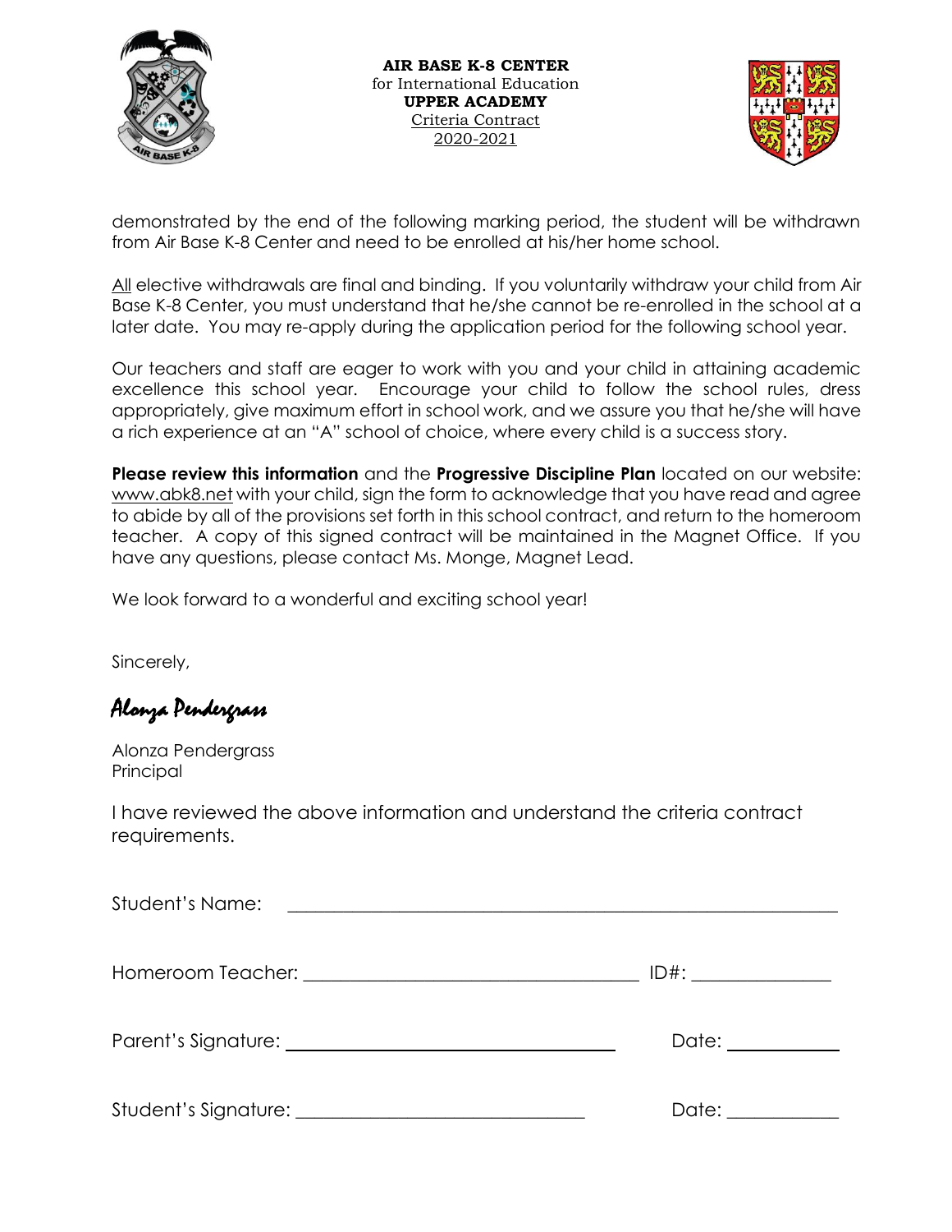**AIR BASE K-8 CENTER**
for International Education
**UPPER ACADEMY**
Criteria Contract
2020-2021

demonstrated by the end of the following marking period, the student will be withdrawn from Air Base K-8 Center and need to be enrolled at his/her home school.

All elective withdrawals are final and binding. If you voluntarily withdraw your child from Air Base K-8 Center, you must understand that he/she cannot be re-enrolled in the school at a later date. You may re-apply during the application period for the following school year.

Our teachers and staff are eager to work with you and your child in attaining academic excellence this school year. Encourage your child to follow the school rules, dress appropriately, give maximum effort in school work, and we assure you that he/she will have a rich experience at an "A" school of choice, where every child is a success story.

**Please review this information** and the **Progressive Discipline Plan** located on our website: www.abk8.net with your child, sign the form to acknowledge that you have read and agree to abide by all of the provisions set forth in this school contract, and return to the homeroom teacher. A copy of this signed contract will be maintained in the Magnet Office. If you have any questions, please contact Ms. Monge, Magnet Lead.

We look forward to a wonderful and exciting school year!

Sincerely,

*Alonza Pendergrass*

Alonza Pendergrass
Principal

I have reviewed the above information and understand the criteria contract requirements.

Student's Name: ______________________________________________

Homeroom Teacher: ______________________________ ID#: ____________

Parent's Signature: ______________________________ Date: __________

Student's Signature: ____________________________ Date: __________